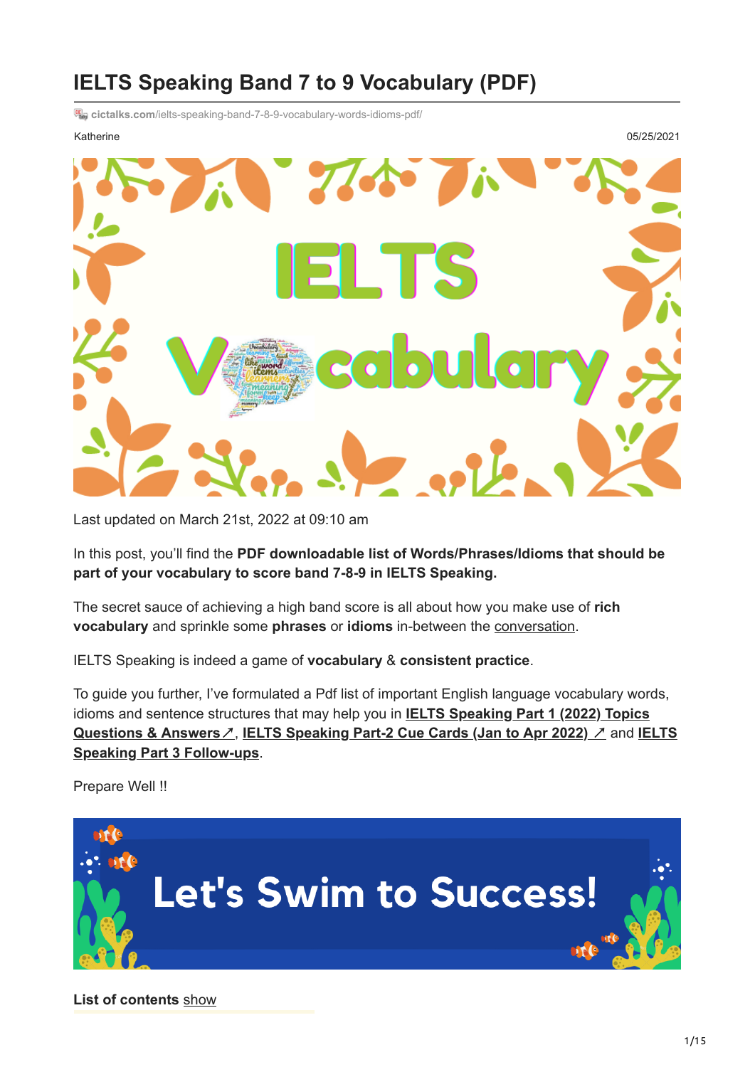# IELTS Speaking Band 7 to 9 Vocabulary (PDF)

cictalks.com/ielts-speaking-band-7-8-9-vocabulary-words-idioms-pdf/

Katherine

05/25/2021

Last updated on March 21st, 2022 at 09:10 am

In this post, you'll find the **PDF downloadable list of Words/Phrases/Idioms that should be part of your vocabulary to score band 7-8-9 in IELTS Speaking.**

The secret sauce of achieving a high band score is all about how you make use of **rich vocabulary** and sprinkle some **phrases** or **idioms** in-between the conversation.

IELTS Speaking is indeed a game of **vocabulary** & **consistent practice**.

To guide you further, I've formulated a Pdf list of important English language vocabulary words, idioms and sentence structures that may help you in **IELTS Speaking Part 1 (2022) Topics Questions & Answers↗**, **IELTS Speaking Part-2 Cue Cards (Jan to Apr 2022) ↗** and **IELTS Speaking Part 3 Follow-ups**.

Prepare Well !!

**List of contents** show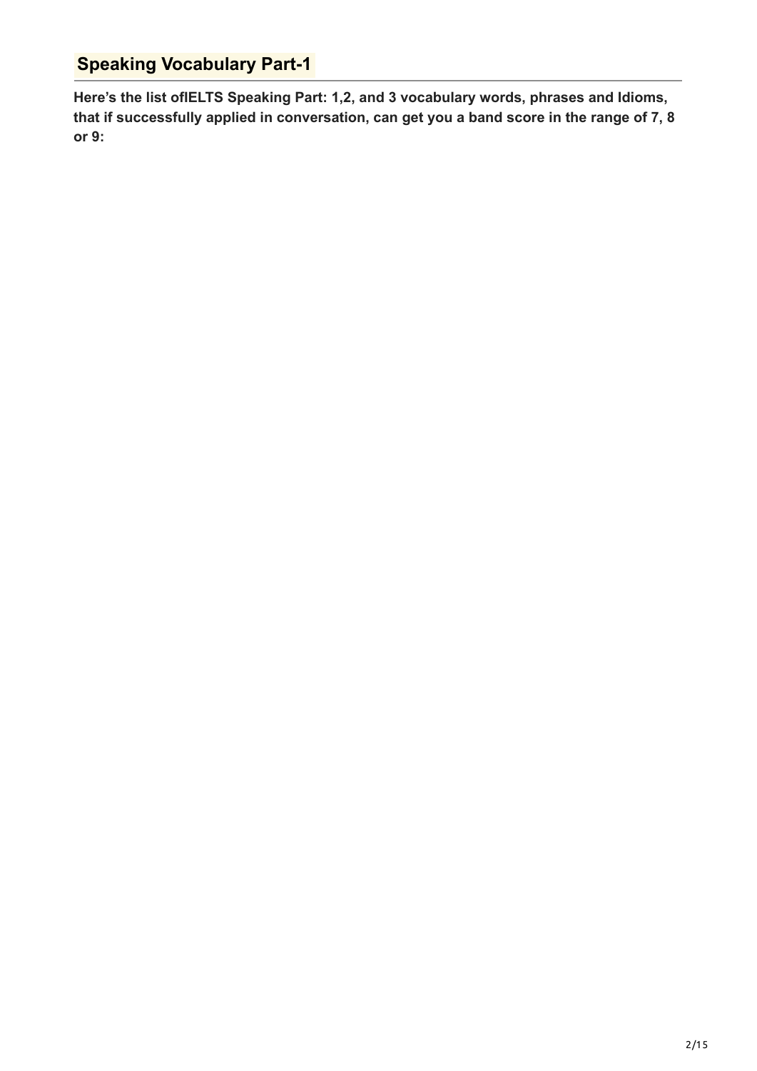## Speaking Vocabulary Part-1

**Here's the list ofIELTS Speaking Part: 1,2, and 3 vocabulary words, phrases and Idioms, that if successfully applied in conversation, can get you a band score in the range of 7, 8 or 9:**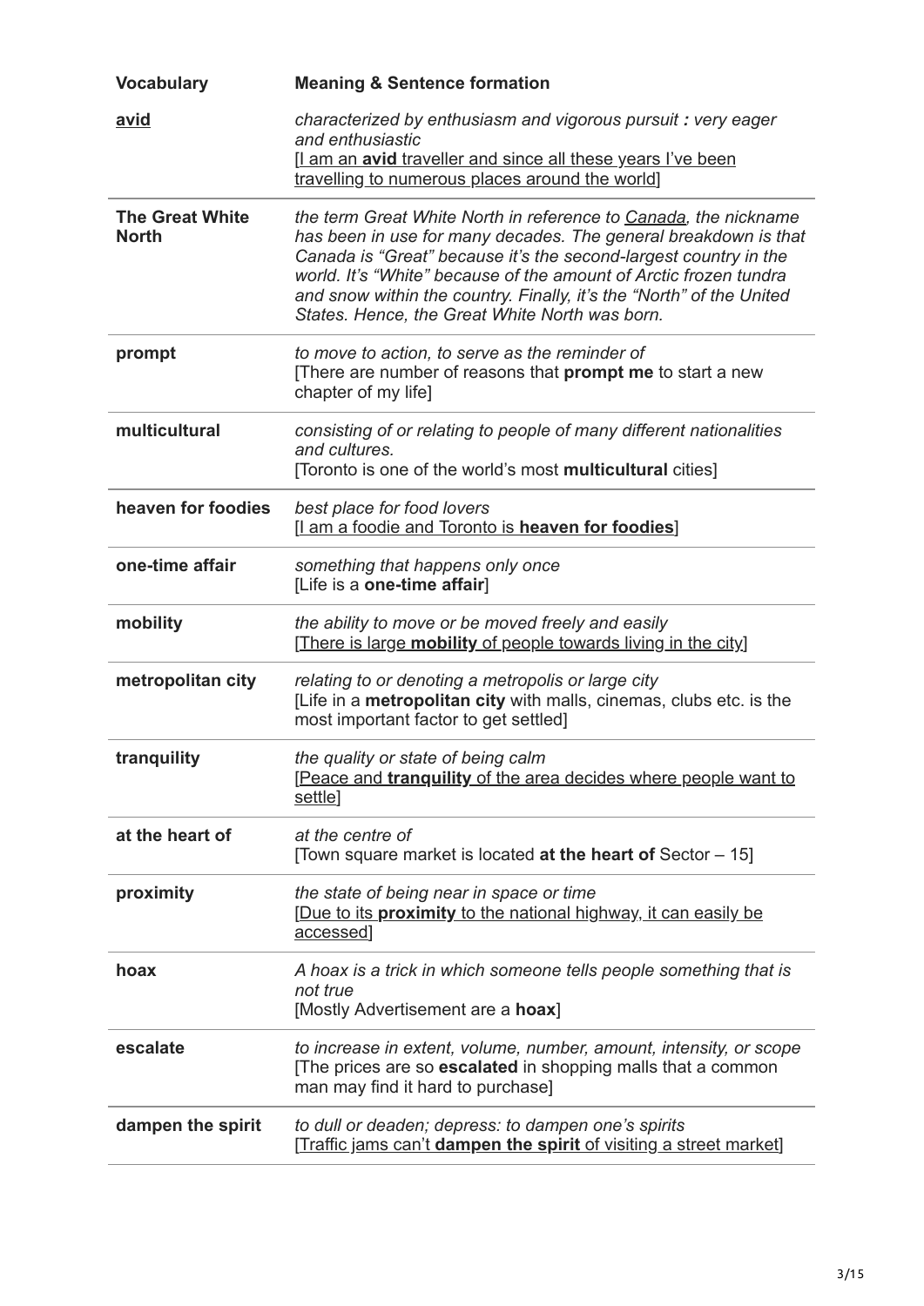| Vocabulary | Meaning & Sentence formation |
|---|---|
| **avid** | *characterized by enthusiasm and vigorous pursuit : very eager and enthusiastic*<br>[I am an **avid** traveller and since all these years I've been travelling to numerous places around the world] |
| **The Great White North** | *the term Great White North in reference to Canada, the nickname has been in use for many decades. The general breakdown is that Canada is "Great" because it's the second-largest country in the world. It's "White" because of the amount of Arctic frozen tundra and snow within the country. Finally, it's the "North" of the United States. Hence, the Great White North was born.* |
| **prompt** | *to move to action, to serve as the reminder of*<br>[There are number of reasons that **prompt me** to start a new chapter of my life] |
| **multicultural** | *consisting of or relating to people of many different nationalities and cultures.*<br>[Toronto is one of the world's most **multicultural** cities] |
| **heaven for foodies** | *best place for food lovers*<br>[I am a foodie and Toronto is **heaven for foodies**] |
| **one-time affair** | *something that happens only once*<br>[Life is a **one-time affair**] |
| **mobility** | *the ability to move or be moved freely and easily*<br>[There is large **mobility** of people towards living in the city] |
| **metropolitan city** | *relating to or denoting a metropolis or large city*<br>[Life in a **metropolitan city** with malls, cinemas, clubs etc. is the most important factor to get settled] |
| **tranquility** | *the quality or state of being calm*<br>[Peace and **tranquility** of the area decides where people want to settle] |
| **at the heart of** | *at the centre of*<br>[Town square market is located **at the heart of** Sector – 15] |
| **proximity** | *the state of being near in space or time*<br>[Due to its **proximity** to the national highway, it can easily be accessed] |
| **hoax** | *A hoax is a trick in which someone tells people something that is not true*<br>[Mostly Advertisement are a **hoax**] |
| **escalate** | *to increase in extent, volume, number, amount, intensity, or scope*<br>[The prices are so **escalated** in shopping malls that a common man may find it hard to purchase] |
| **dampen the spirit** | *to dull or deaden; depress: to dampen one's spirits*<br>[Traffic jams can't **dampen the spirit** of visiting a street market] |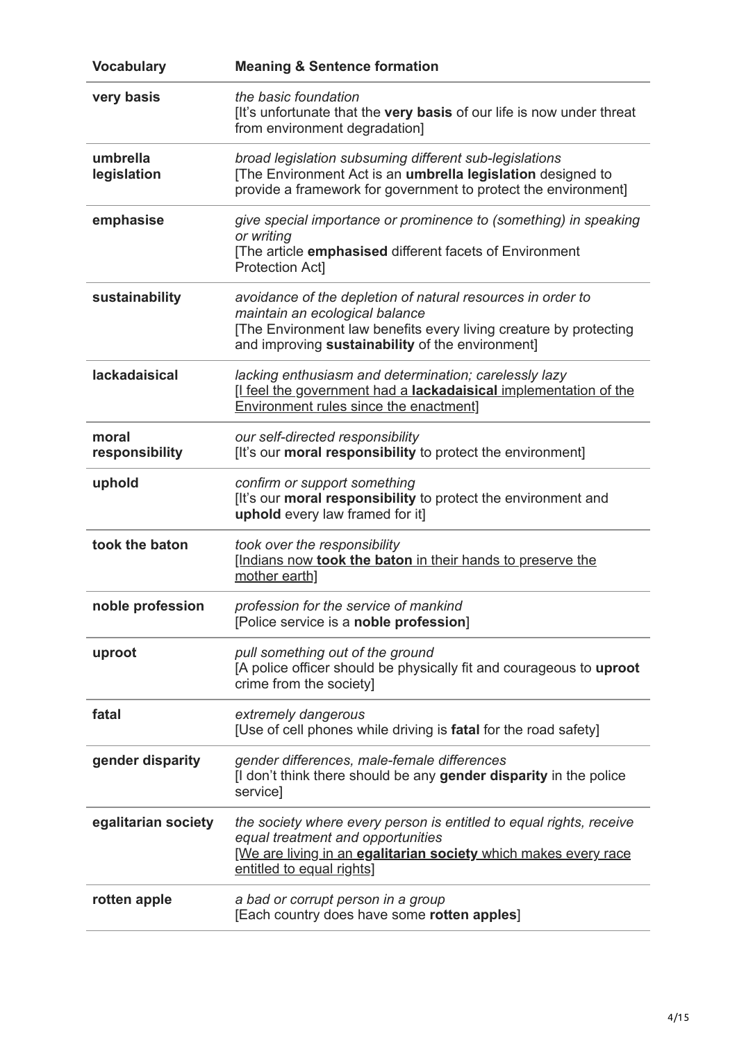| Vocabulary | Meaning & Sentence formation |
|---|---|
| **very basis** | *the basic foundation*<br>[It's unfortunate that the **very basis** of our life is now under threat from environment degradation] |
| **umbrella legislation** | *broad legislation subsuming different sub-legislations*<br>[The Environment Act is an **umbrella legislation** designed to provide a framework for government to protect the environment] |
| **emphasise** | *give special importance or prominence to (something) in speaking or writing*<br>[The article **emphasised** different facets of Environment Protection Act] |
| **sustainability** | *avoidance of the depletion of natural resources in order to maintain an ecological balance*<br>[The Environment law benefits every living creature by protecting and improving **sustainability** of the environment] |
| **lackadaisical** | *lacking enthusiasm and determination; carelessly lazy*<br>[I feel the government had a **lackadaisical** implementation of the Environment rules since the enactment] |
| **moral responsibility** | *our self-directed responsibility*<br>[It's our **moral responsibility** to protect the environment] |
| **uphold** | *confirm or support something*<br>[It's our **moral responsibility** to protect the environment and **uphold** every law framed for it] |
| **took the baton** | *took over the responsibility*<br>[Indians now **took the baton** in their hands to preserve the mother earth] |
| **noble profession** | *profession for the service of mankind*<br>[Police service is a **noble profession**] |
| **uproot** | *pull something out of the ground*<br>[A police officer should be physically fit and courageous to **uproot** crime from the society] |
| **fatal** | *extremely dangerous*<br>[Use of cell phones while driving is **fatal** for the road safety] |
| **gender disparity** | *gender differences, male-female differences*<br>[I don't think there should be any **gender disparity** in the police service] |
| **egalitarian society** | *the society where every person is entitled to equal rights, receive equal treatment and opportunities*<br>[We are living in an **egalitarian society** which makes every race entitled to equal rights] |
| **rotten apple** | *a bad or corrupt person in a group*<br>[Each country does have some **rotten apples**] |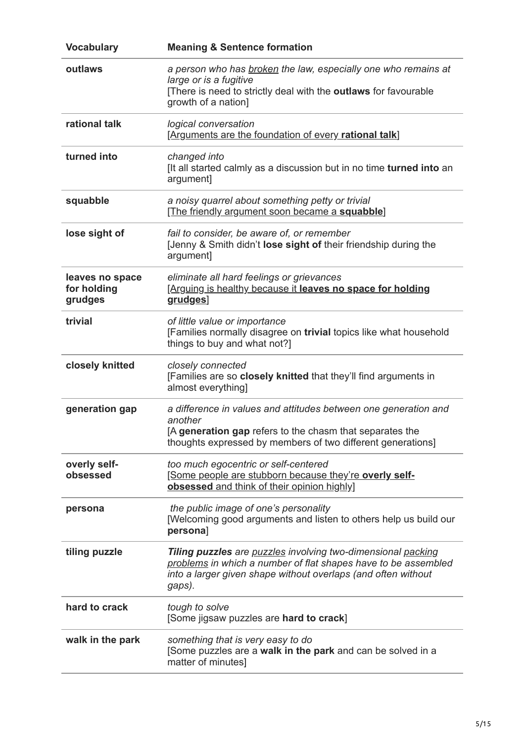| Vocabulary | Meaning & Sentence formation |
| --- | --- |
| **outlaws** | *a person who has broken the law, especially one who remains at large or is a fugitive*<br>[There is need to strictly deal with the **outlaws** for favourable growth of a nation] |
| **rational talk** | *logical conversation*<br>[Arguments are the foundation of every **rational talk**] |
| **turned into** | *changed into*<br>[It all started calmly as a discussion but in no time **turned into** an argument] |
| **squabble** | *a noisy quarrel about something petty or trivial*<br>[The friendly argument soon became a **squabble**] |
| **lose sight of** | *fail to consider, be aware of, or remember*<br>[Jenny & Smith didn't **lose sight of** their friendship during the argument] |
| **leaves no space for holding grudges** | *eliminate all hard feelings or grievances*<br>[Arguing is healthy because it **leaves no space for holding grudges**] |
| **trivial** | *of little value or importance*<br>[Families normally disagree on **trivial** topics like what household things to buy and what not?] |
| **closely knitted** | *closely connected*<br>[Families are so **closely knitted** that they'll find arguments in almost everything] |
| **generation gap** | *a difference in values and attitudes between one generation and another*<br>[A **generation gap** refers to the chasm that separates the thoughts expressed by members of two different generations] |
| **overly self-obsessed** | *too much egocentric or self-centered*<br>[Some people are stubborn because they're **overly self-obsessed** and think of their opinion highly] |
| **persona** | *the public image of one's personality*<br>[Welcoming good arguments and listen to others help us build our **persona**] |
| **tiling puzzle** | ***Tiling puzzles** are puzzles involving two-dimensional packing problems in which a number of flat shapes have to be assembled into a larger given shape without overlaps (and often without gaps).* |
| **hard to crack** | *tough to solve*<br>[Some jigsaw puzzles are **hard to crack**] |
| **walk in the park** | *something that is very easy to do*<br>[Some puzzles are a **walk in the park** and can be solved in a matter of minutes] |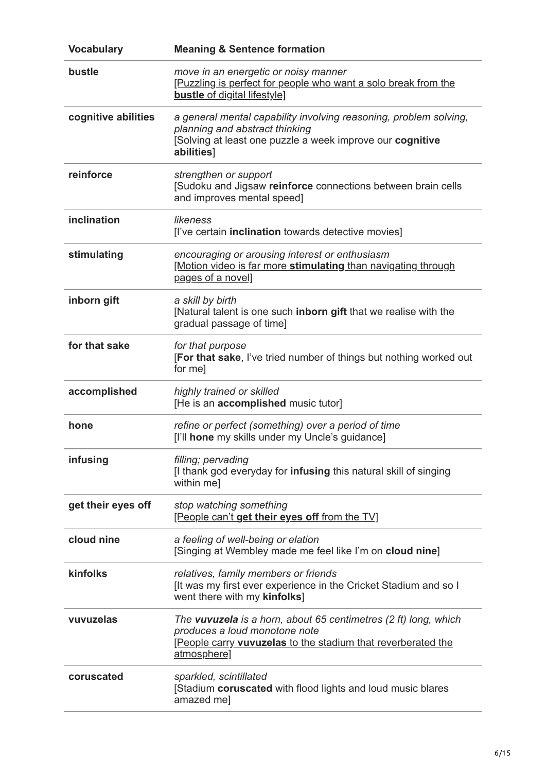| Vocabulary | Meaning & Sentence formation |
|---|---|
| **bustle** | *move in an energetic or noisy manner*<br>[Puzzling is perfect for people who want a solo break from the **bustle** of digital lifestyle] |
| **cognitive abilities** | *a general mental capability involving reasoning, problem solving, planning and abstract thinking*<br>[Solving at least one puzzle a week improve our **cognitive abilities**] |
| **reinforce** | *strengthen or support*<br>[Sudoku and Jigsaw **reinforce** connections between brain cells and improves mental speed] |
| **inclination** | *likeness*<br>[I've certain **inclination** towards detective movies] |
| **stimulating** | *encouraging or arousing interest or enthusiasm*<br>[Motion video is far more **stimulating** than navigating through pages of a novel] |
| **inborn gift** | *a skill by birth*<br>[Natural talent is one such **inborn gift** that we realise with the gradual passage of time] |
| **for that sake** | *for that purpose*<br>[**For that sake**, I've tried number of things but nothing worked out for me] |
| **accomplished** | *highly trained or skilled*<br>[He is an **accomplished** music tutor] |
| **hone** | *refine or perfect (something) over a period of time*<br>[I'll **hone** my skills under my Uncle's guidance] |
| **infusing** | *filling; pervading*<br>[I thank god everyday for **infusing** this natural skill of singing within me] |
| **get their eyes off** | *stop watching something*<br>[People can't **get their eyes off** from the TV] |
| **cloud nine** | *a feeling of well-being or elation*<br>[Singing at Wembley made me feel like I'm on **cloud nine**] |
| **kinfolks** | *relatives, family members or friends*<br>[It was my first ever experience in the Cricket Stadium and so I went there with my **kinfolks**] |
| **vuvuzelas** | *The **vuvuzela** is a horn, about 65 centimetres (2 ft) long, which produces a loud monotone note*<br>[People carry **vuvuzelas** to the stadium that reverberated the atmosphere] |
| **coruscated** | *sparkled, scintillated*<br>[Stadium **coruscated** with flood lights and loud music blares amazed me] |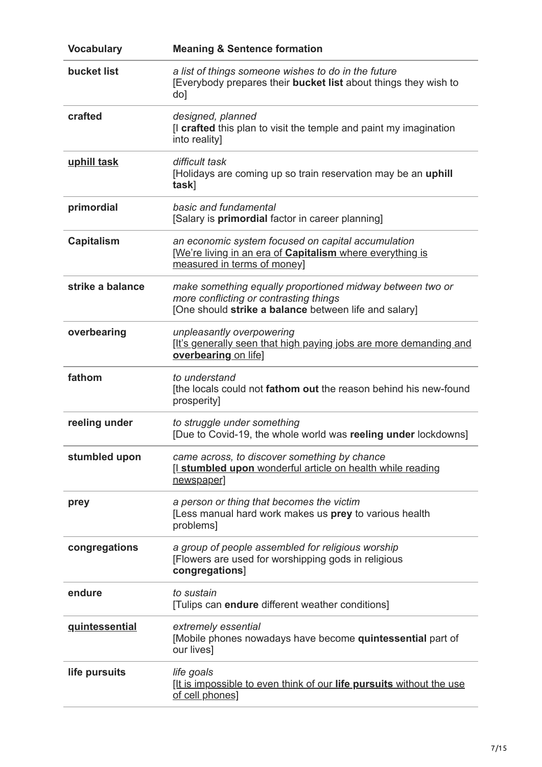| Vocabulary | Meaning & Sentence formation |
|---|---|
| **bucket list** | *a list of things someone wishes to do in the future*<br>[Everybody prepares their **bucket list** about things they wish to do] |
| **crafted** | *designed, planned*<br>[I **crafted** this plan to visit the temple and paint my imagination into reality] |
| **uphill task** | *difficult task*<br>[Holidays are coming up so train reservation may be an **uphill task**] |
| **primordial** | *basic and fundamental*<br>[Salary is **primordial** factor in career planning] |
| **Capitalism** | *an economic system focused on capital accumulation*<br>[We're living in an era of **Capitalism** where everything is measured in terms of money] |
| **strike a balance** | *make something equally proportioned midway between two or more conflicting or contrasting things*<br>[One should **strike a balance** between life and salary] |
| **overbearing** | *unpleasantly overpowering*<br>[It's generally seen that high paying jobs are more demanding and **overbearing** on life] |
| **fathom** | *to understand*<br>[the locals could not **fathom out** the reason behind his new-found prosperity] |
| **reeling under** | *to struggle under something*<br>[Due to Covid-19, the whole world was **reeling under** lockdowns] |
| **stumbled upon** | *came across, to discover something by chance*<br>[I **stumbled upon** wonderful article on health while reading newspaper] |
| **prey** | *a person or thing that becomes the victim*<br>[Less manual hard work makes us **prey** to various health problems] |
| **congregations** | *a group of people assembled for religious worship*<br>[Flowers are used for worshipping gods in religious **congregations**] |
| **endure** | *to sustain*<br>[Tulips can **endure** different weather conditions] |
| **quintessential** | *extremely essential*<br>[Mobile phones nowadays have become **quintessential** part of our lives] |
| **life pursuits** | *life goals*<br>[It is impossible to even think of our **life pursuits** without the use of cell phones] |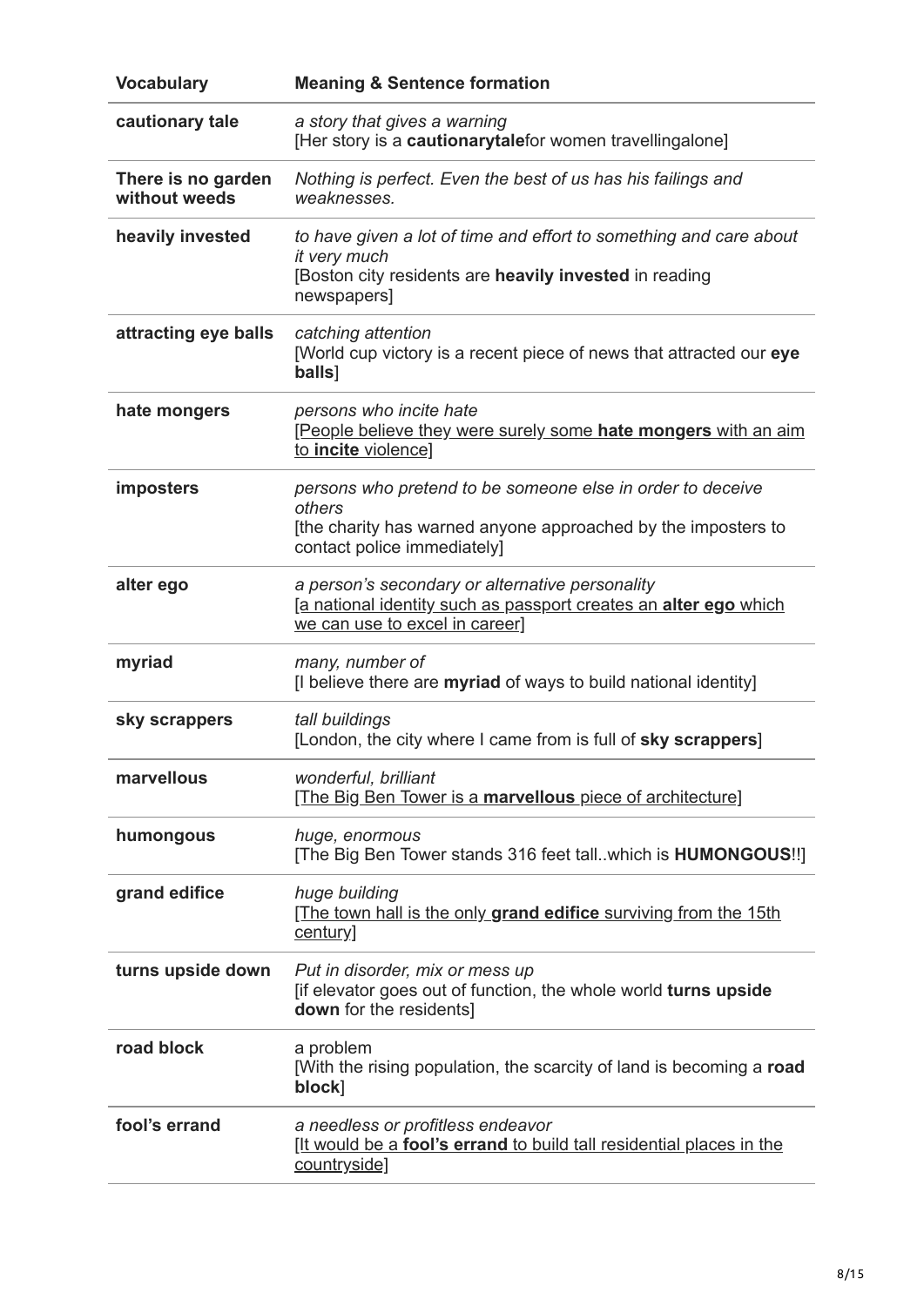| Vocabulary | Meaning & Sentence formation |
|---|---|
| **cautionary tale** | *a story that gives a warning*<br>[Her story is a **cautionarytale**for women travellingalone] |
| **There is no garden without weeds** | *Nothing is perfect. Even the best of us has his failings and weaknesses.* |
| **heavily invested** | *to have given a lot of time and effort to something and care about it very much*<br>[Boston city residents are **heavily invested** in reading newspapers] |
| **attracting eye balls** | *catching attention*<br>[World cup victory is a recent piece of news that attracted our **eye balls**] |
| **hate mongers** | *persons who incite hate*<br>[People believe they were surely some **hate mongers** with an aim to **incite** violence] |
| **imposters** | *persons who pretend to be someone else in order to deceive others*<br>[the charity has warned anyone approached by the imposters to contact police immediately] |
| **alter ego** | *a person's secondary or alternative personality*<br>[a national identity such as passport creates an **alter ego** which we can use to excel in career] |
| **myriad** | *many, number of*<br>[I believe there are **myriad** of ways to build national identity] |
| **sky scrappers** | *tall buildings*<br>[London, the city where I came from is full of **sky scrappers**] |
| **marvellous** | *wonderful, brilliant*<br>[The Big Ben Tower is a **marvellous** piece of architecture] |
| **humongous** | *huge, enormous*<br>[The Big Ben Tower stands 316 feet tall..which is **HUMONGOUS**!!] |
| **grand edifice** | *huge building*<br>[The town hall is the only **grand edifice** surviving from the 15th century] |
| **turns upside down** | *Put in disorder, mix or mess up*<br>[if elevator goes out of function, the whole world **turns upside down** for the residents] |
| **road block** | a problem<br>[With the rising population, the scarcity of land is becoming a **road block**] |
| **fool's errand** | *a needless or profitless endeavor*<br>[It would be a **fool's errand** to build tall residential places in the countryside] |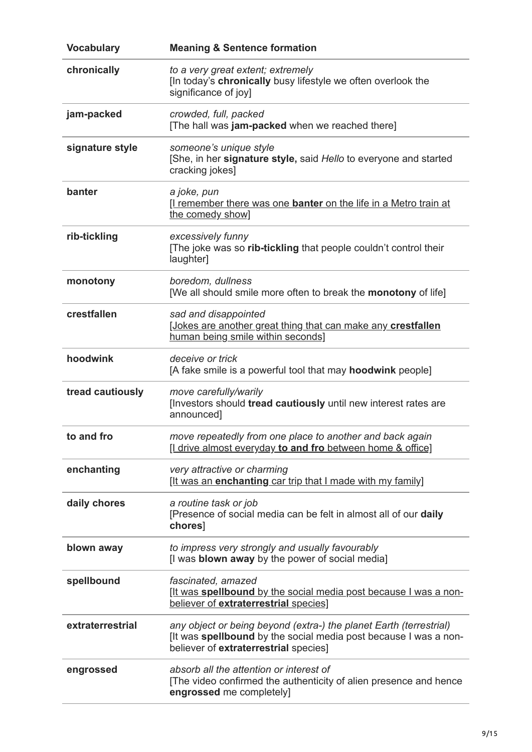| Vocabulary | Meaning & Sentence formation |
|---|---|
| **chronically** | *to a very great extent; extremely* <br> [In today's **chronically** busy lifestyle we often overlook the significance of joy] |
| **jam-packed** | *crowded, full, packed* <br> [The hall was **jam-packed** when we reached there] |
| **signature style** | *someone's unique style* <br> [She, in her **signature style,** said *Hello* to everyone and started cracking jokes] |
| **banter** | *a joke, pun* <br> [I remember there was one **banter** on the life in a Metro train at the comedy show] |
| **rib-tickling** | *excessively funny* <br> [The joke was so **rib-tickling** that people couldn't control their laughter] |
| **monotony** | *boredom, dullness* <br> [We all should smile more often to break the **monotony** of life] |
| **crestfallen** | *sad and disappointed* <br> [Jokes are another great thing that can make any **crestfallen** human being smile within seconds] |
| **hoodwink** | *deceive or trick* <br> [A fake smile is a powerful tool that may **hoodwink** people] |
| **tread cautiously** | *move carefully/warily* <br> [Investors should **tread cautiously** until new interest rates are announced] |
| **to and fro** | *move repeatedly from one place to another and back again* <br> [I drive almost everyday **to and fro** between home & office] |
| **enchanting** | *very attractive or charming* <br> [It was an **enchanting** car trip that I made with my family] |
| **daily chores** | *a routine task or job* <br> [Presence of social media can be felt in almost all of our **daily chores**] |
| **blown away** | *to impress very strongly and usually favourably* <br> [I was **blown away** by the power of social media] |
| **spellbound** | *fascinated, amazed* <br> [It was **spellbound** by the social media post because I was a non-believer of **extraterrestrial** species] |
| **extraterrestrial** | *any object or being beyond (extra-) the planet Earth (terrestrial)* <br> [It was **spellbound** by the social media post because I was a non-believer of **extraterrestrial** species] |
| **engrossed** | *absorb all the attention or interest of* <br> [The video confirmed the authenticity of alien presence and hence **engrossed** me completely] |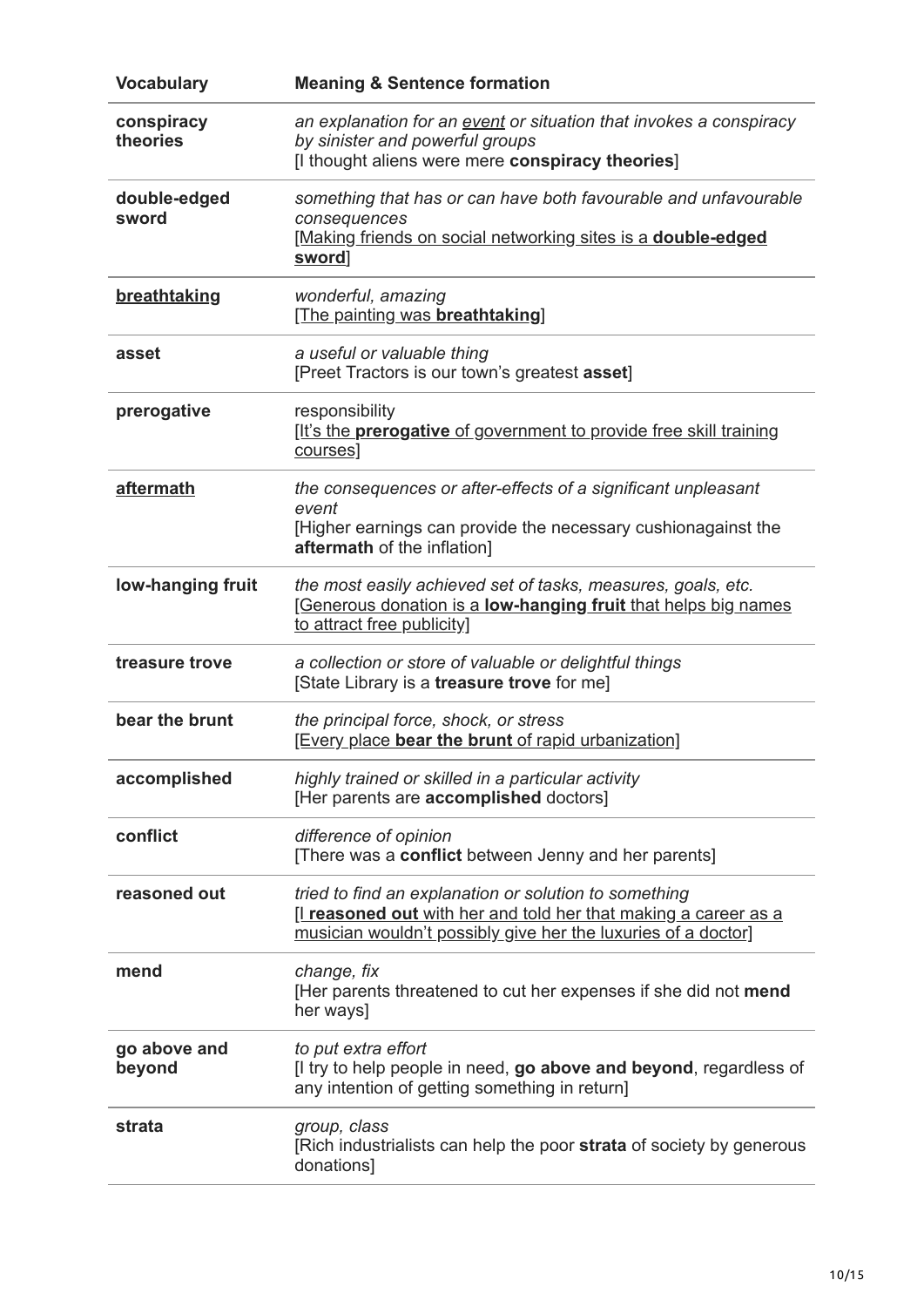| Vocabulary | Meaning & Sentence formation |
| --- | --- |
| **conspiracy theories** | *an explanation for an event or situation that invokes a conspiracy by sinister and powerful groups*<br>[I thought aliens were mere **conspiracy theories**] |
| **double-edged sword** | *something that has or can have both favourable and unfavourable consequences*<br>[Making friends on social networking sites is a **double-edged sword**] |
| **breathtaking** | *wonderful, amazing*<br>[The painting was **breathtaking**] |
| **asset** | *a useful or valuable thing*<br>[Preet Tractors is our town's greatest **asset**] |
| **prerogative** | responsibility<br>[It's the **prerogative** of government to provide free skill training courses] |
| **aftermath** | *the consequences or after-effects of a significant unpleasant event*<br>[Higher earnings can provide the necessary cushionagainst the **aftermath** of the inflation] |
| **low-hanging fruit** | *the most easily achieved set of tasks, measures, goals, etc.*<br>[Generous donation is a **low-hanging fruit** that helps big names to attract free publicity] |
| **treasure trove** | *a collection or store of valuable or delightful things*<br>[State Library is a **treasure trove** for me] |
| **bear the brunt** | *the principal force, shock, or stress*<br>[Every place **bear the brunt** of rapid urbanization] |
| **accomplished** | *highly trained or skilled in a particular activity*<br>[Her parents are **accomplished** doctors] |
| **conflict** | *difference of opinion*<br>[There was a **conflict** between Jenny and her parents] |
| **reasoned out** | *tried to find an explanation or solution to something*<br>[I **reasoned out** with her and told her that making a career as a musician wouldn't possibly give her the luxuries of a doctor] |
| **mend** | *change, fix*<br>[Her parents threatened to cut her expenses if she did not **mend** her ways] |
| **go above and beyond** | *to put extra effort*<br>[I try to help people in need, **go above and beyond**, regardless of any intention of getting something in return] |
| **strata** | *group, class*<br>[Rich industrialists can help the poor **strata** of society by generous donations] |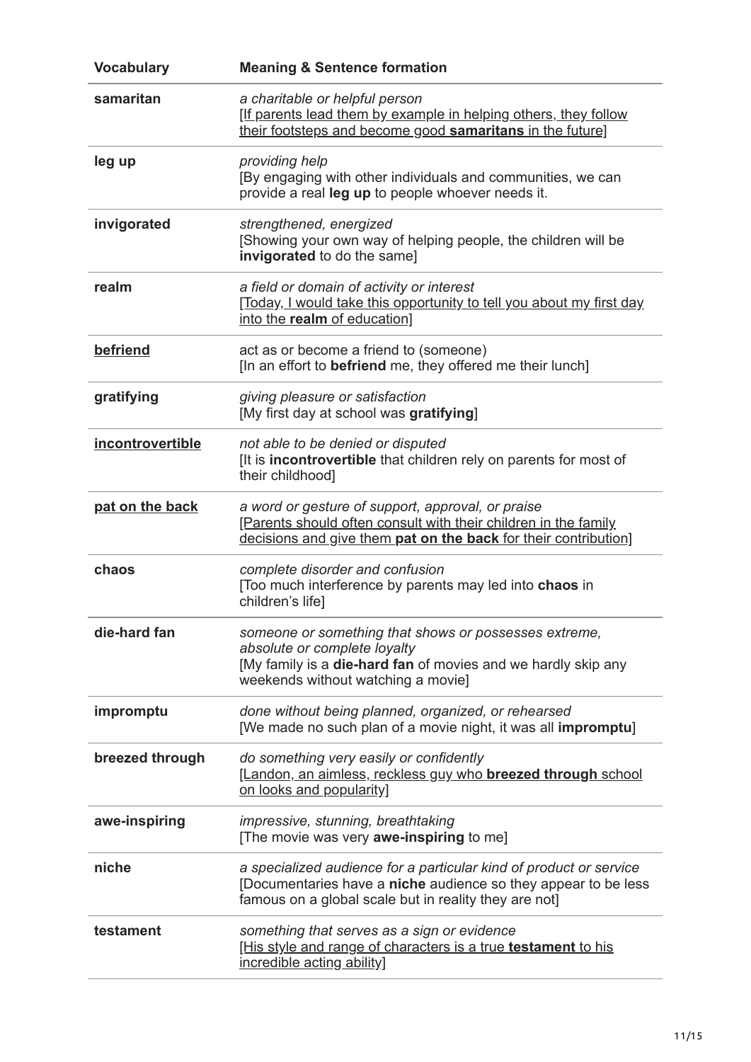| Vocabulary | Meaning & Sentence formation |
| --- | --- |
| **samaritan** | *a charitable or helpful person*<br>[If parents lead them by example in helping others, they follow their footsteps and become good **samaritans** in the future] |
| **leg up** | *providing help*<br>[By engaging with other individuals and communities, we can provide a real **leg up** to people whoever needs it. |
| **invigorated** | *strengthened, energized*<br>[Showing your own way of helping people, the children will be **invigorated** to do the same] |
| **realm** | *a field or domain of activity or interest*<br>[Today, I would take this opportunity to tell you about my first day into the **realm** of education] |
| **befriend** | act as or become a friend to (someone)<br>[In an effort to **befriend** me, they offered me their lunch] |
| **gratifying** | *giving pleasure or satisfaction*<br>[My first day at school was **gratifying**] |
| **incontrovertible** | *not able to be denied or disputed*<br>[It is **incontrovertible** that children rely on parents for most of their childhood] |
| **pat on the back** | *a word or gesture of support, approval, or praise*<br>[Parents should often consult with their children in the family decisions and give them **pat on the back** for their contribution] |
| **chaos** | *complete disorder and confusion*<br>[Too much interference by parents may led into **chaos** in children's life] |
| **die-hard fan** | *someone or something that shows or possesses extreme, absolute or complete loyalty*<br>[My family is a **die-hard fan** of movies and we hardly skip any weekends without watching a movie] |
| **impromptu** | *done without being planned, organized, or rehearsed*<br>[We made no such plan of a movie night, it was all **impromptu**] |
| **breezed through** | *do something very easily or confidently*<br>[Landon, an aimless, reckless guy who **breezed through** school on looks and popularity] |
| **awe-inspiring** | *impressive, stunning, breathtaking*<br>[The movie was very **awe-inspiring** to me] |
| **niche** | *a specialized audience for a particular kind of product or service*<br>[Documentaries have a **niche** audience so they appear to be less famous on a global scale but in reality they are not] |
| **testament** | *something that serves as a sign or evidence*<br>[His style and range of characters is a true **testament** to his incredible acting ability] |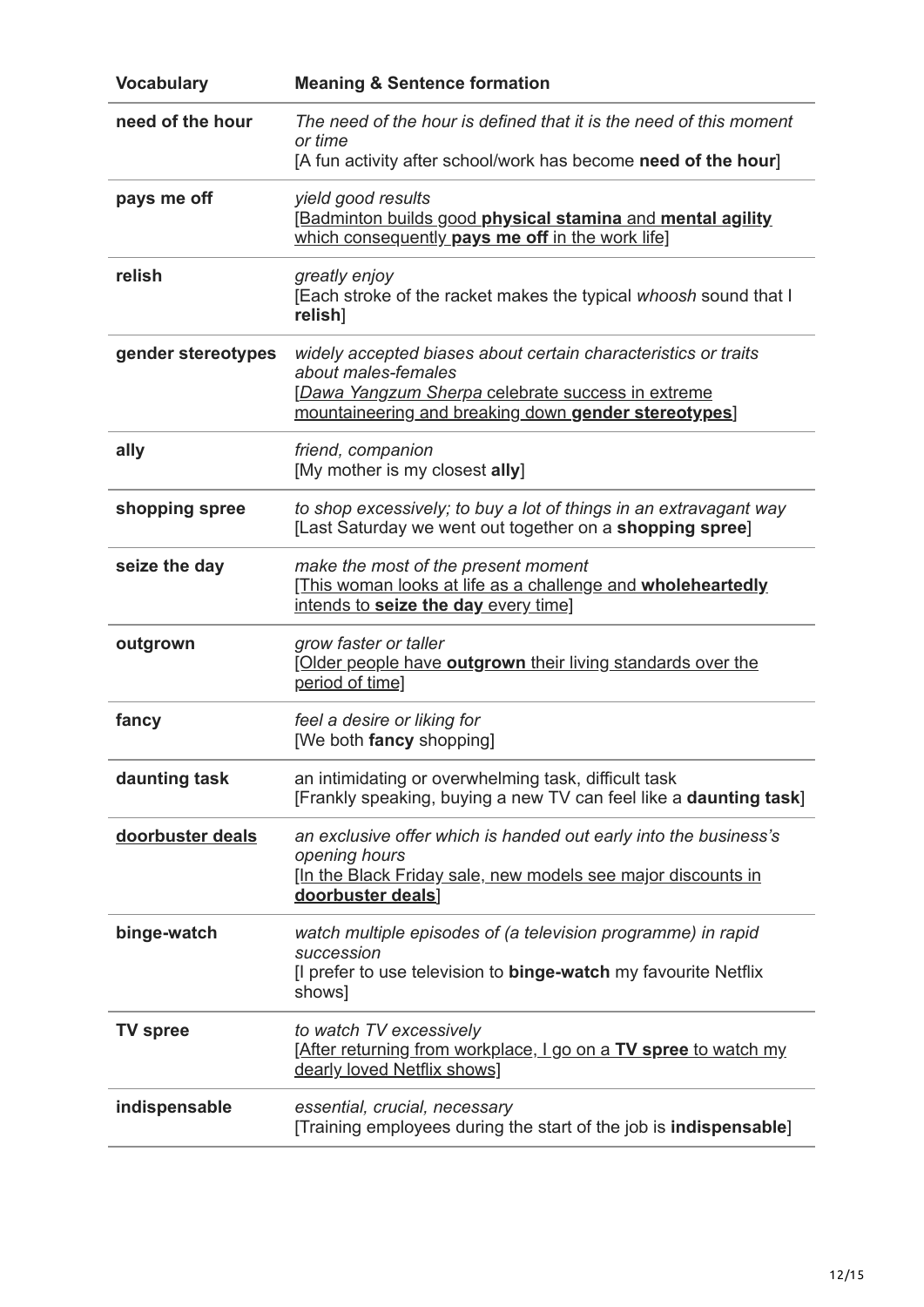| Vocabulary | Meaning & Sentence formation |
| --- | --- |
| **need of the hour** | *The need of the hour is defined that it is the need of this moment or time*<br>[A fun activity after school/work has become **need of the hour**] |
| **pays me off** | *yield good results*<br>[Badminton builds good **physical stamina** and **mental agility** which consequently **pays me off** in the work life] |
| **relish** | *greatly enjoy*<br>[Each stroke of the racket makes the typical *whoosh* sound that I **relish**] |
| **gender stereotypes** | *widely accepted biases about certain characteristics or traits about males-females*<br>[*Dawa Yangzum Sherpa* celebrate success in extreme mountaineering and breaking down **gender stereotypes**] |
| **ally** | *friend, companion*<br>[My mother is my closest **ally**] |
| **shopping spree** | *to shop excessively; to buy a lot of things in an extravagant way*<br>[Last Saturday we went out together on a **shopping spree**] |
| **seize the day** | *make the most of the present moment*<br>[This woman looks at life as a challenge and **wholeheartedly** intends to **seize the day** every time] |
| **outgrown** | *grow faster or taller*<br>[Older people have **outgrown** their living standards over the period of time] |
| **fancy** | *feel a desire or liking for*<br>[We both **fancy** shopping] |
| **daunting task** | an intimidating or overwhelming task, difficult task<br>[Frankly speaking, buying a new TV can feel like a **daunting task**] |
| **doorbuster deals** | *an exclusive offer which is handed out early into the business's opening hours*<br>[In the Black Friday sale, new models see major discounts in **doorbuster deals**] |
| **binge-watch** | *watch multiple episodes of (a television programme) in rapid succession*<br>[I prefer to use television to **binge-watch** my favourite Netflix shows] |
| **TV spree** | *to watch TV excessively*<br>[After returning from workplace, I go on a **TV spree** to watch my dearly loved Netflix shows] |
| **indispensable** | *essential, crucial, necessary*<br>[Training employees during the start of the job is **indispensable**] |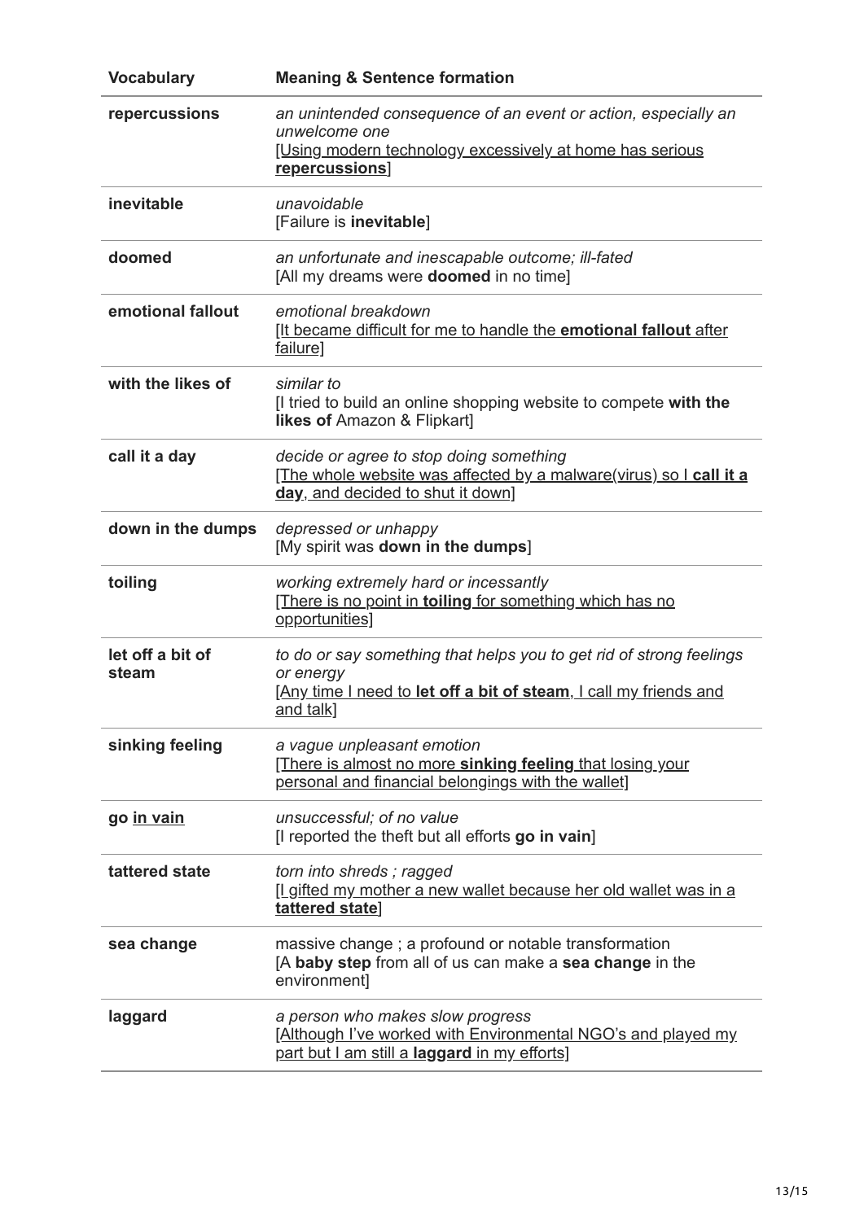| Vocabulary | Meaning & Sentence formation |
|---|---|
| **repercussions** | *an unintended consequence of an event or action, especially an unwelcome one*<br>[Using modern technology excessively at home has serious **repercussions**] |
| **inevitable** | *unavoidable*<br>[Failure is **inevitable**] |
| **doomed** | *an unfortunate and inescapable outcome; ill-fated*<br>[All my dreams were **doomed** in no time] |
| **emotional fallout** | *emotional breakdown*<br>[It became difficult for me to handle the **emotional fallout** after failure] |
| **with the likes of** | *similar to*<br>[I tried to build an online shopping website to compete **with the likes of** Amazon & Flipkart] |
| **call it a day** | *decide or agree to stop doing something*<br>[The whole website was affected by a malware(virus) so I **call it a day**, and decided to shut it down] |
| **down in the dumps** | *depressed or unhappy*<br>[My spirit was **down in the dumps**] |
| **toiling** | *working extremely hard or incessantly*<br>[There is no point in **toiling** for something which has no opportunities] |
| **let off a bit of steam** | *to do or say something that helps you to get rid of strong feelings or energy*<br>[Any time I need to **let off a bit of steam**, I call my friends and and talk] |
| **sinking feeling** | *a vague unpleasant emotion*<br>[There is almost no more **sinking feeling** that losing your personal and financial belongings with the wallet] |
| **go in vain** | *unsuccessful; of no value*<br>[I reported the theft but all efforts **go in vain**] |
| **tattered state** | *torn into shreds ; ragged*<br>[I gifted my mother a new wallet because her old wallet was in a **tattered state**] |
| **sea change** | massive change ; a profound or notable transformation<br>[A **baby step** from all of us can make a **sea change** in the environment] |
| **laggard** | *a person who makes slow progress*<br>[Although I've worked with Environmental NGO's and played my part but I am still a **laggard** in my efforts] |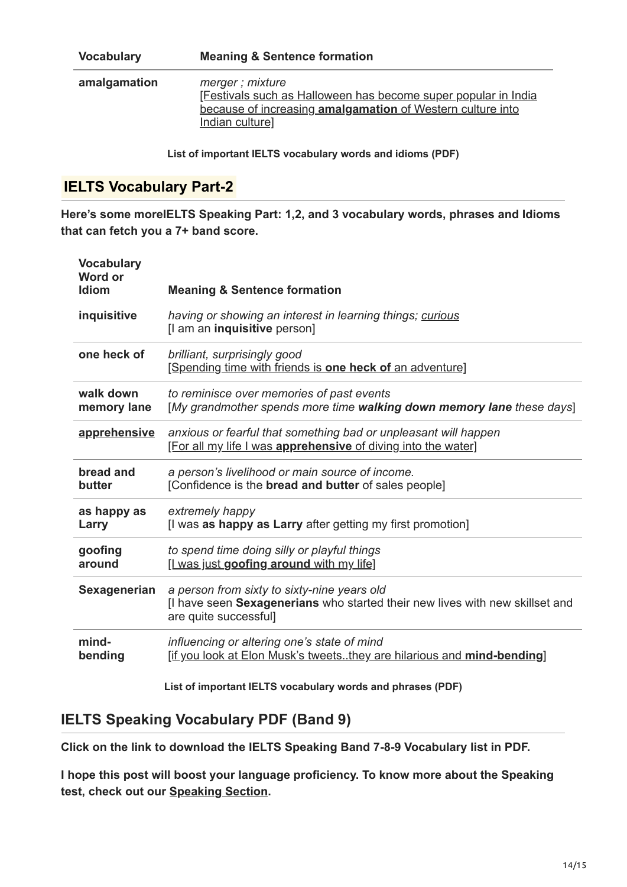| Vocabulary | Meaning & Sentence formation |
| --- | --- |
| **amalgamation** | *merger ; mixture*<br>[Festivals such as Halloween has become super popular in India because of increasing **amalgamation** of Western culture into Indian culture] |

**List of important IELTS vocabulary words and idioms (PDF)**

## IELTS Vocabulary Part-2

**Here's some moreIELTS Speaking Part: 1,2, and 3 vocabulary words, phrases and Idioms that can fetch you a 7+ band score.**

| Vocabulary Word or Idiom | Meaning & Sentence formation |
| --- | --- |
| **inquisitive** | *having or showing an interest in learning things; curious*<br>[I am an **inquisitive** person] |
| **one heck of** | *brilliant, surprisingly good*<br>[Spending time with friends is **one heck of** an adventure] |
| **walk down memory lane** | *to reminisce over memories of past events*<br>[*My grandmother spends more time* ***walking down memory lane*** *these days*] |
| **apprehensive** | *anxious or fearful that something bad or unpleasant will happen*<br>[For all my life I was **apprehensive** of diving into the water] |
| **bread and butter** | *a person's livelihood or main source of income.*<br>[Confidence is the **bread and butter** of sales people] |
| **as happy as Larry** | *extremely happy*<br>[I was **as happy as Larry** after getting my first promotion] |
| **goofing around** | *to spend time doing silly or playful things*<br>[I was just **goofing around** with my life] |
| **Sexagenerian** | *a person from sixty to sixty-nine years old*<br>[I have seen **Sexagenerians** who started their new lives with new skillset and are quite successful] |
| **mind-bending** | *influencing or altering one's state of mind*<br>[if you look at Elon Musk's tweets..they are hilarious and **mind-bending**] |

**List of important IELTS vocabulary words and phrases (PDF)**

## IELTS Speaking Vocabulary PDF (Band 9)

**Click on the link to download the IELTS Speaking Band 7-8-9 Vocabulary list in PDF.**

**I hope this post will boost your language proficiency. To know more about the Speaking test, check out our Speaking Section.**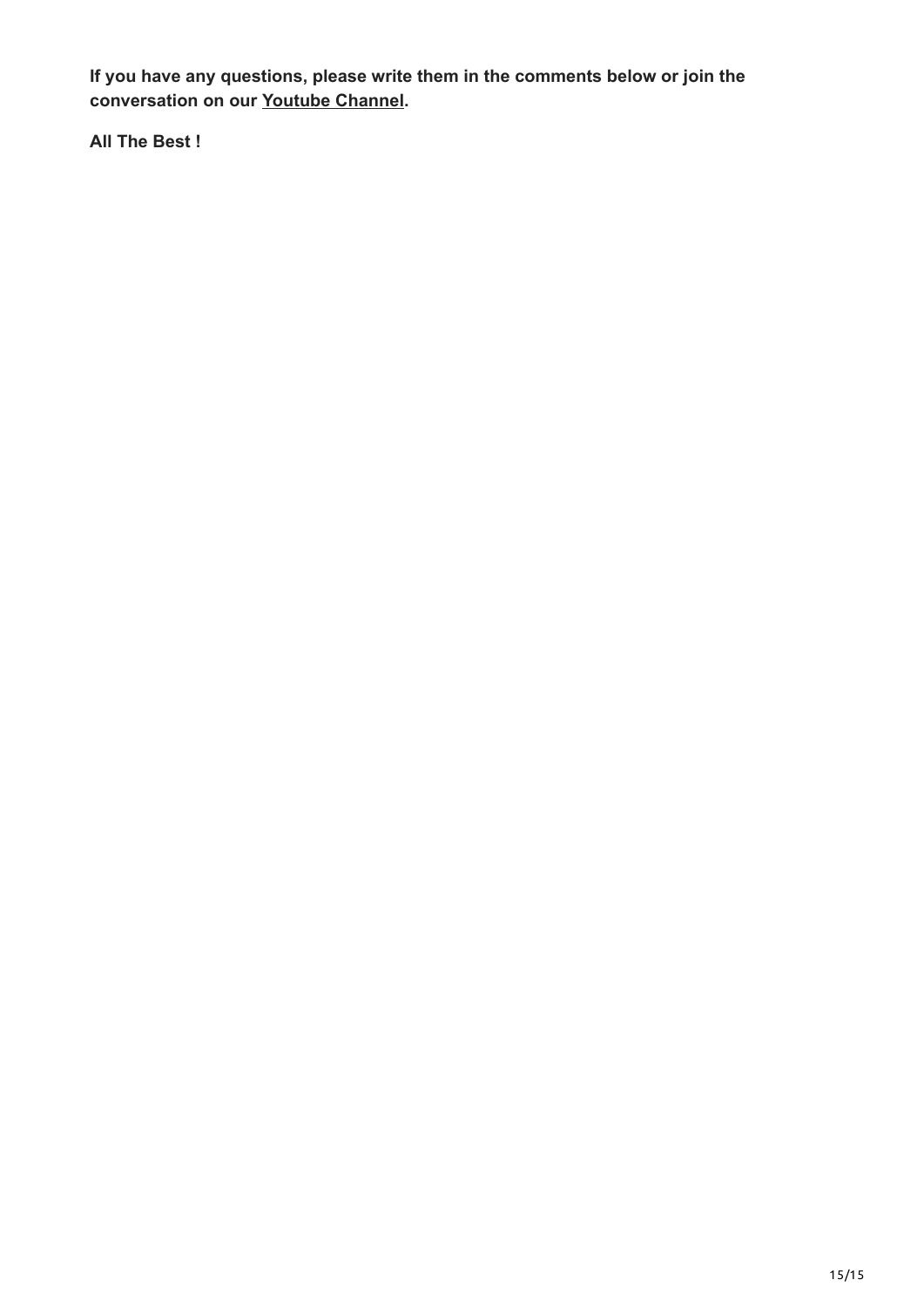**If you have any questions, please write them in the comments below or join the conversation on our Youtube Channel.**

**All The Best !**